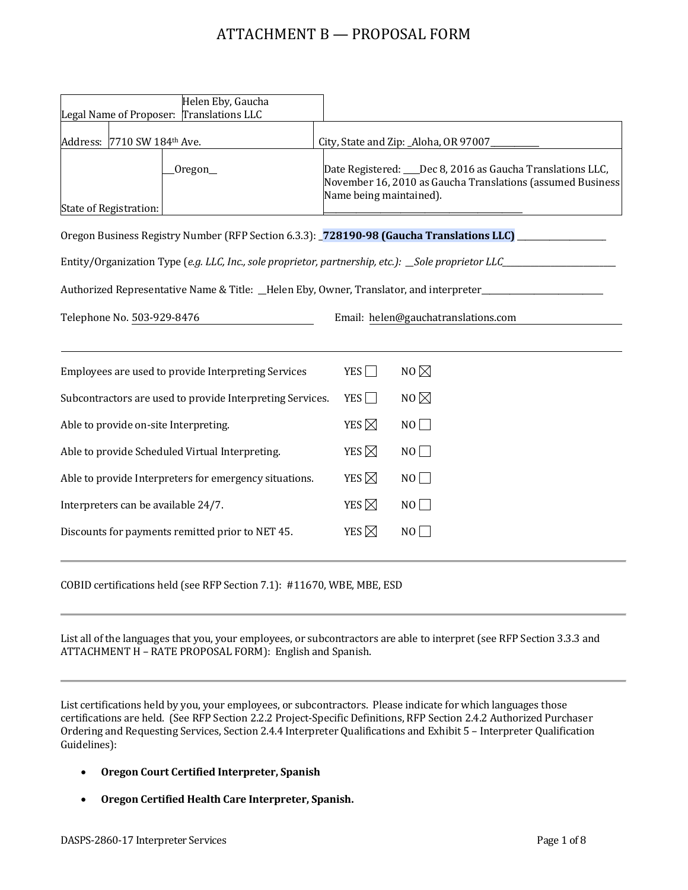# ATTACHMENT B — PROPOSAL FORM

| | |
|---|---|
| Legal Name of Proposer: Helen Eby, Gaucha Translations LLC | |
| Address: 7710 SW 184th Ave. | City, State and Zip: _Aloha, OR 97007___________ |
| State of Registration: __Oregon__ | Date Registered: ____Dec 8, 2016 as Gaucha Translations LLC, November 16, 2010 as Gaucha Translations (assumed Business Name being maintained). |

Oregon Business Registry Number (RFP Section 6.3.3): _**728190-98 (Gaucha Translations LLC)** _____________________

Entity/Organization Type (*e.g. LLC, Inc., sole proprietor, partnership, etc.*): __Sole proprietor LLC___________________________

Authorized Representative Name & Title: __Helen Eby, Owner, Translator, and interpreter____________________________

Telephone No. 503-929-8476 Email: helen@gauchatranslations.com

---

| | YES | NO |
|---|---|---|
| Employees are used to provide Interpreting Services | ☐ | ☒ |
| Subcontractors are used to provide Interpreting Services. | ☐ | ☒ |
| Able to provide on-site Interpreting. | ☒ | ☐ |
| Able to provide Scheduled Virtual Interpreting. | ☒ | ☐ |
| Able to provide Interpreters for emergency situations. | ☒ | ☐ |
| Interpreters can be available 24/7. | ☒ | ☐ |
| Discounts for payments remitted prior to NET 45. | ☒ | ☐ |

---

COBID certifications held (see RFP Section 7.1): #11670, WBE, MBE, ESD

---

List all of the languages that you, your employees, or subcontractors are able to interpret (see RFP Section 3.3.3 and ATTACHMENT H – RATE PROPOSAL FORM): English and Spanish.

---

List certifications held by you, your employees, or subcontractors. Please indicate for which languages those certifications are held. (See RFP Section 2.2.2 Project-Specific Definitions, RFP Section 2.4.2 Authorized Purchaser Ordering and Requesting Services, Section 2.4.4 Interpreter Qualifications and Exhibit 5 – Interpreter Qualification Guidelines):

- **Oregon Court Certified Interpreter, Spanish**
- **Oregon Certified Health Care Interpreter, Spanish.**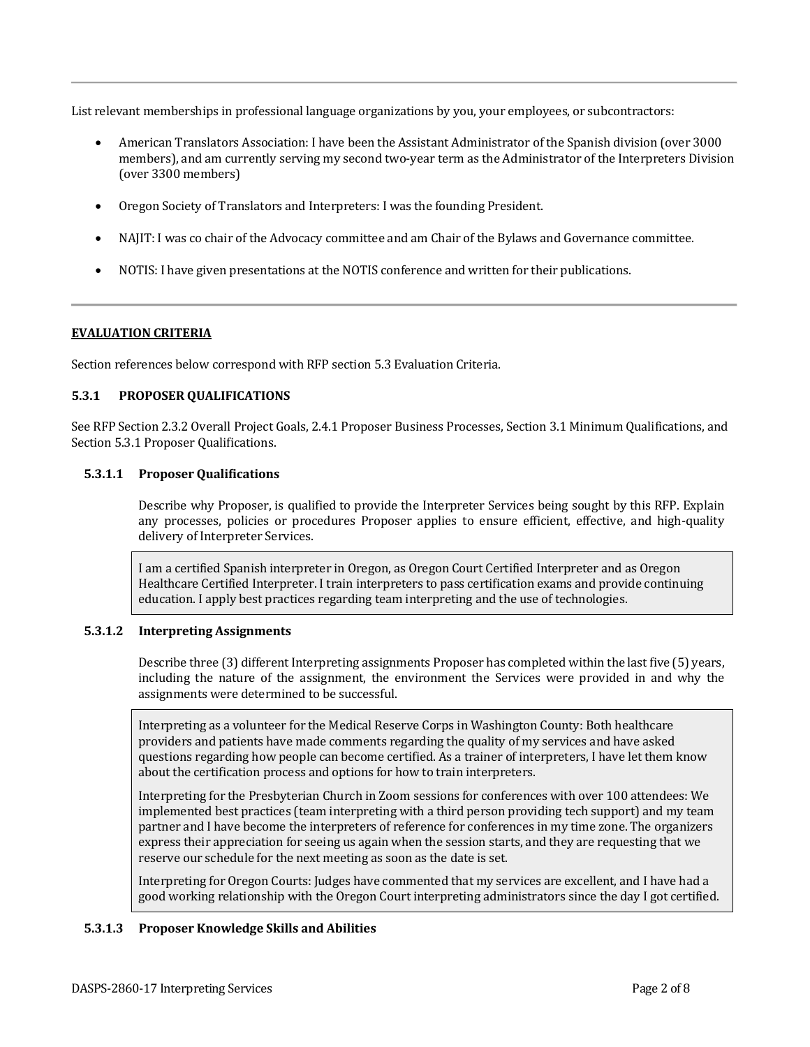List relevant memberships in professional language organizations by you, your employees, or subcontractors:

- American Translators Association: I have been the Assistant Administrator of the Spanish division (over 3000 members), and am currently serving my second two-year term as the Administrator of the Interpreters Division (over 3300 members)
- Oregon Society of Translators and Interpreters: I was the founding President.
- NAJIT: I was co chair of the Advocacy committee and am Chair of the Bylaws and Governance committee.
- NOTIS: I have given presentations at the NOTIS conference and written for their publications.

---

**EVALUATION CRITERIA**

Section references below correspond with RFP section 5.3 Evaluation Criteria.

### 5.3.1 PROPOSER QUALIFICATIONS

See RFP Section 2.3.2 Overall Project Goals, 2.4.1 Proposer Business Processes, Section 3.1 Minimum Qualifications, and Section 5.3.1 Proposer Qualifications.

#### 5.3.1.1 Proposer Qualifications

Describe why Proposer, is qualified to provide the Interpreter Services being sought by this RFP. Explain any processes, policies or procedures Proposer applies to ensure efficient, effective, and high-quality delivery of Interpreter Services.

> I am a certified Spanish interpreter in Oregon, as Oregon Court Certified Interpreter and as Oregon Healthcare Certified Interpreter. I train interpreters to pass certification exams and provide continuing education. I apply best practices regarding team interpreting and the use of technologies.

#### 5.3.1.2 Interpreting Assignments

Describe three (3) different Interpreting assignments Proposer has completed within the last five (5) years, including the nature of the assignment, the environment the Services were provided in and why the assignments were determined to be successful.

> Interpreting as a volunteer for the Medical Reserve Corps in Washington County: Both healthcare providers and patients have made comments regarding the quality of my services and have asked questions regarding how people can become certified. As a trainer of interpreters, I have let them know about the certification process and options for how to train interpreters.
>
> Interpreting for the Presbyterian Church in Zoom sessions for conferences with over 100 attendees: We implemented best practices (team interpreting with a third person providing tech support) and my team partner and I have become the interpreters of reference for conferences in my time zone. The organizers express their appreciation for seeing us again when the session starts, and they are requesting that we reserve our schedule for the next meeting as soon as the date is set.
>
> Interpreting for Oregon Courts: Judges have commented that my services are excellent, and I have had a good working relationship with the Oregon Court interpreting administrators since the day I got certified.

#### 5.3.1.3 Proposer Knowledge Skills and Abilities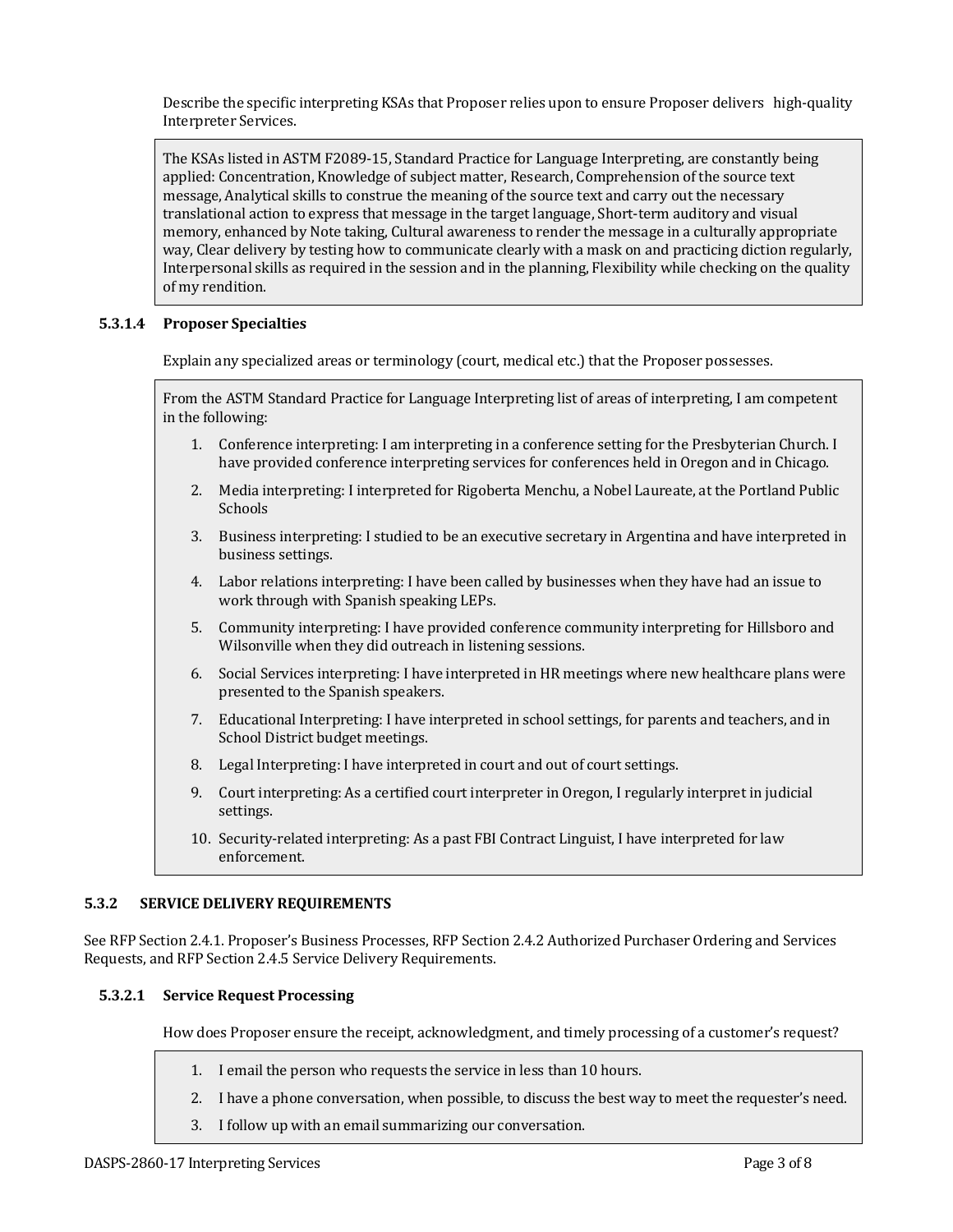Describe the specific interpreting KSAs that Proposer relies upon to ensure Proposer delivers high-quality Interpreter Services.

> The KSAs listed in ASTM F2089-15, Standard Practice for Language Interpreting, are constantly being applied: Concentration, Knowledge of subject matter, Research, Comprehension of the source text message, Analytical skills to construe the meaning of the source text and carry out the necessary translational action to express that message in the target language, Short-term auditory and visual memory, enhanced by Note taking, Cultural awareness to render the message in a culturally appropriate way, Clear delivery by testing how to communicate clearly with a mask on and practicing diction regularly, Interpersonal skills as required in the session and in the planning, Flexibility while checking on the quality of my rendition.

#### 5.3.1.4 Proposer Specialties

Explain any specialized areas or terminology (court, medical etc.) that the Proposer possesses.

> From the ASTM Standard Practice for Language Interpreting list of areas of interpreting, I am competent in the following:
>
> 1. Conference interpreting: I am interpreting in a conference setting for the Presbyterian Church. I have provided conference interpreting services for conferences held in Oregon and in Chicago.
> 2. Media interpreting: I interpreted for Rigoberta Menchu, a Nobel Laureate, at the Portland Public Schools
> 3. Business interpreting: I studied to be an executive secretary in Argentina and have interpreted in business settings.
> 4. Labor relations interpreting: I have been called by businesses when they have had an issue to work through with Spanish speaking LEPs.
> 5. Community interpreting: I have provided conference community interpreting for Hillsboro and Wilsonville when they did outreach in listening sessions.
> 6. Social Services interpreting: I have interpreted in HR meetings where new healthcare plans were presented to the Spanish speakers.
> 7. Educational Interpreting: I have interpreted in school settings, for parents and teachers, and in School District budget meetings.
> 8. Legal Interpreting: I have interpreted in court and out of court settings.
> 9. Court interpreting: As a certified court interpreter in Oregon, I regularly interpret in judicial settings.
> 10. Security-related interpreting: As a past FBI Contract Linguist, I have interpreted for law enforcement.

### 5.3.2 SERVICE DELIVERY REQUIREMENTS

See RFP Section 2.4.1. Proposer's Business Processes, RFP Section 2.4.2 Authorized Purchaser Ordering and Services Requests, and RFP Section 2.4.5 Service Delivery Requirements.

#### 5.3.2.1 Service Request Processing

How does Proposer ensure the receipt, acknowledgment, and timely processing of a customer's request?

> 1. I email the person who requests the service in less than 10 hours.
> 2. I have a phone conversation, when possible, to discuss the best way to meet the requester's need.
> 3. I follow up with an email summarizing our conversation.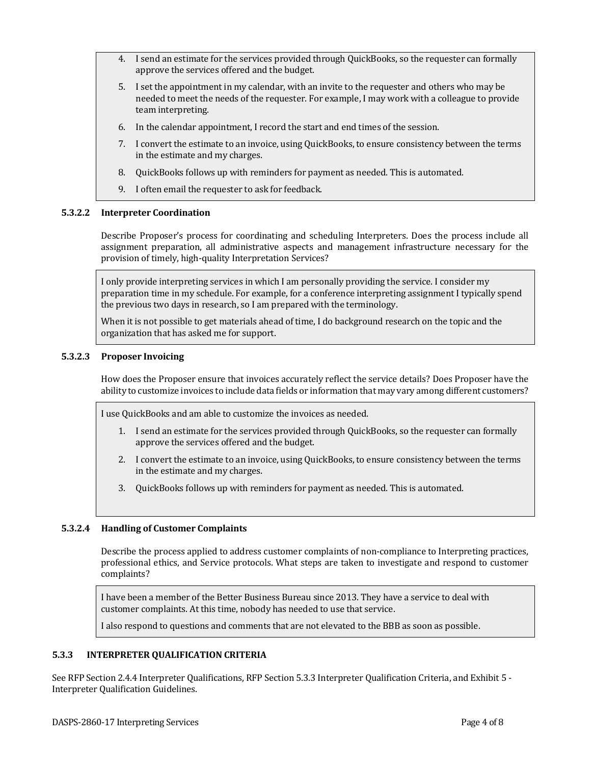4. I send an estimate for the services provided through QuickBooks, so the requester can formally approve the services offered and the budget.
5. I set the appointment in my calendar, with an invite to the requester and others who may be needed to meet the needs of the requester. For example, I may work with a colleague to provide team interpreting.
6. In the calendar appointment, I record the start and end times of the session.
7. I convert the estimate to an invoice, using QuickBooks, to ensure consistency between the terms in the estimate and my charges.
8. QuickBooks follows up with reminders for payment as needed. This is automated.
9. I often email the requester to ask for feedback.

#### 5.3.2.2 Interpreter Coordination

Describe Proposer's process for coordinating and scheduling Interpreters. Does the process include all assignment preparation, all administrative aspects and management infrastructure necessary for the provision of timely, high-quality Interpretation Services?

I only provide interpreting services in which I am personally providing the service. I consider my preparation time in my schedule. For example, for a conference interpreting assignment I typically spend the previous two days in research, so I am prepared with the terminology.

When it is not possible to get materials ahead of time, I do background research on the topic and the organization that has asked me for support.

#### 5.3.2.3 Proposer Invoicing

How does the Proposer ensure that invoices accurately reflect the service details? Does Proposer have the ability to customize invoices to include data fields or information that may vary among different customers?

I use QuickBooks and am able to customize the invoices as needed.

1. I send an estimate for the services provided through QuickBooks, so the requester can formally approve the services offered and the budget.
2. I convert the estimate to an invoice, using QuickBooks, to ensure consistency between the terms in the estimate and my charges.
3. QuickBooks follows up with reminders for payment as needed. This is automated.

#### 5.3.2.4 Handling of Customer Complaints

Describe the process applied to address customer complaints of non-compliance to Interpreting practices, professional ethics, and Service protocols. What steps are taken to investigate and respond to customer complaints?

I have been a member of the Better Business Bureau since 2013. They have a service to deal with customer complaints. At this time, nobody has needed to use that service.

I also respond to questions and comments that are not elevated to the BBB as soon as possible.

### 5.3.3 INTERPRETER QUALIFICATION CRITERIA

See RFP Section 2.4.4 Interpreter Qualifications, RFP Section 5.3.3 Interpreter Qualification Criteria, and Exhibit 5 - Interpreter Qualification Guidelines.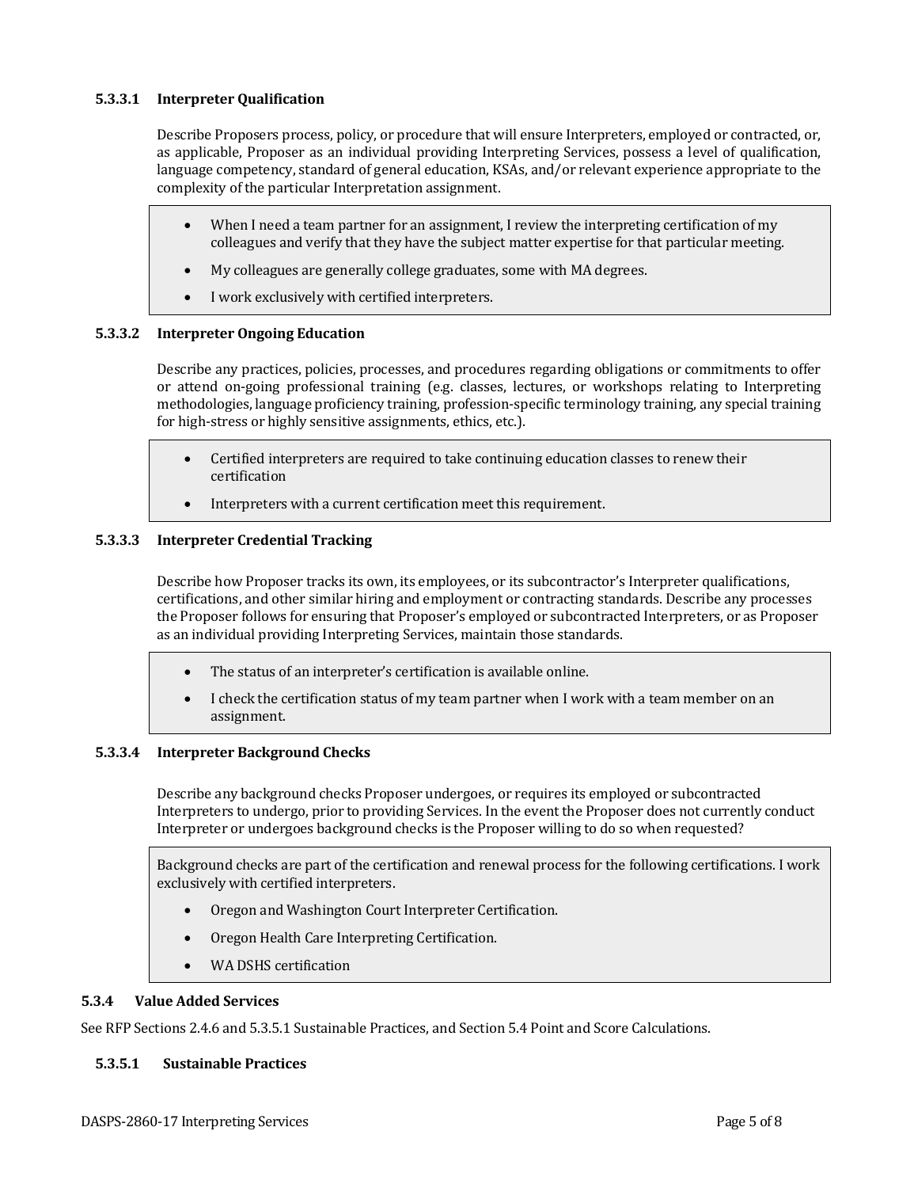#### 5.3.3.1 Interpreter Qualification

Describe Proposers process, policy, or procedure that will ensure Interpreters, employed or contracted, or, as applicable, Proposer as an individual providing Interpreting Services, possess a level of qualification, language competency, standard of general education, KSAs, and/or relevant experience appropriate to the complexity of the particular Interpretation assignment.

- When I need a team partner for an assignment, I review the interpreting certification of my colleagues and verify that they have the subject matter expertise for that particular meeting.
- My colleagues are generally college graduates, some with MA degrees.
- I work exclusively with certified interpreters.

#### 5.3.3.2 Interpreter Ongoing Education

Describe any practices, policies, processes, and procedures regarding obligations or commitments to offer or attend on-going professional training (e.g. classes, lectures, or workshops relating to Interpreting methodologies, language proficiency training, profession-specific terminology training, any special training for high-stress or highly sensitive assignments, ethics, etc.).

- Certified interpreters are required to take continuing education classes to renew their certification
- Interpreters with a current certification meet this requirement.

#### 5.3.3.3 Interpreter Credential Tracking

Describe how Proposer tracks its own, its employees, or its subcontractor's Interpreter qualifications, certifications, and other similar hiring and employment or contracting standards. Describe any processes the Proposer follows for ensuring that Proposer's employed or subcontracted Interpreters, or as Proposer as an individual providing Interpreting Services, maintain those standards.

- The status of an interpreter's certification is available online.
- I check the certification status of my team partner when I work with a team member on an assignment.

#### 5.3.3.4 Interpreter Background Checks

Describe any background checks Proposer undergoes, or requires its employed or subcontracted Interpreters to undergo, prior to providing Services. In the event the Proposer does not currently conduct Interpreter or undergoes background checks is the Proposer willing to do so when requested?

Background checks are part of the certification and renewal process for the following certifications. I work exclusively with certified interpreters.

- Oregon and Washington Court Interpreter Certification.
- Oregon Health Care Interpreting Certification.
- WA DSHS certification

### 5.3.4 Value Added Services

See RFP Sections 2.4.6 and 5.3.5.1 Sustainable Practices, and Section 5.4 Point and Score Calculations.

#### 5.3.5.1 Sustainable Practices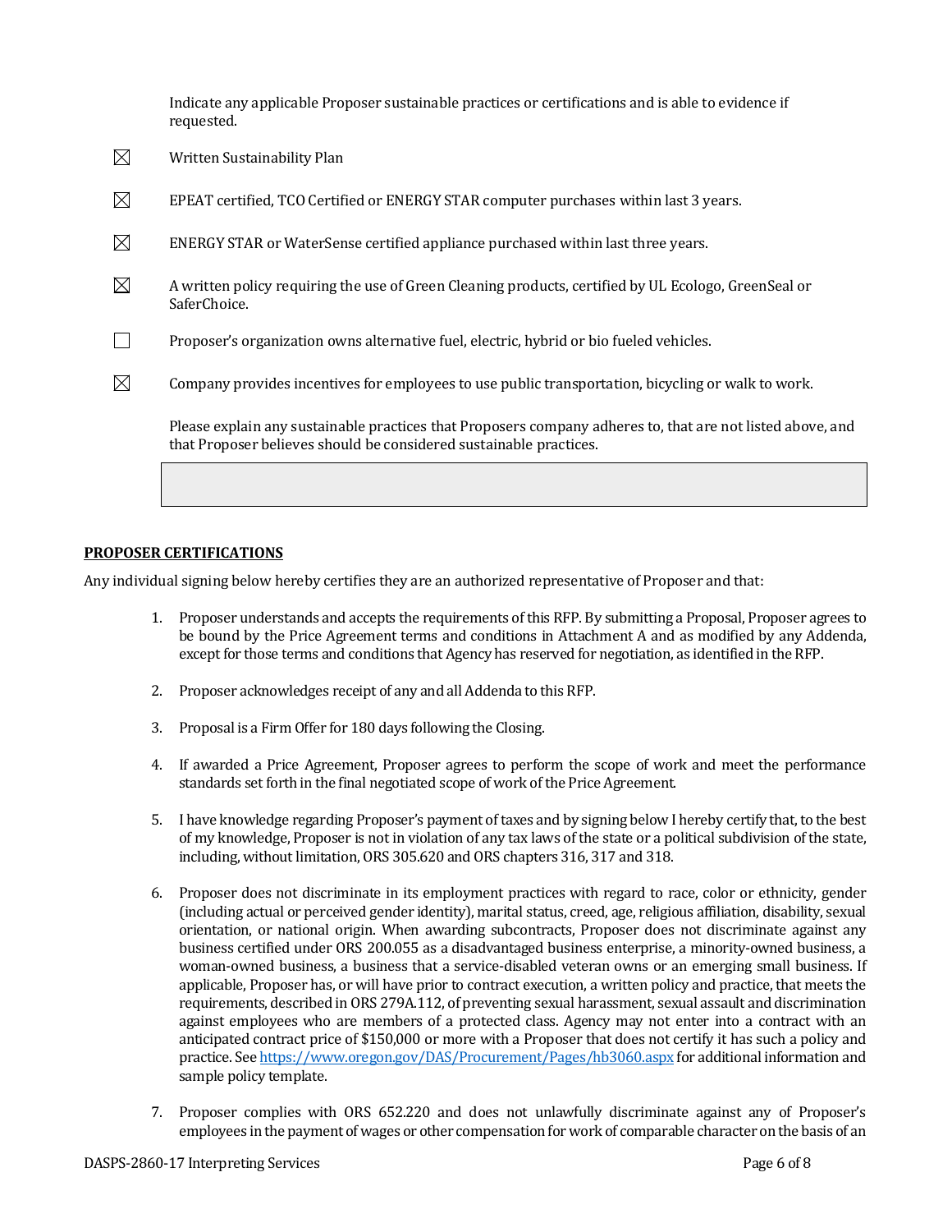Indicate any applicable Proposer sustainable practices or certifications and is able to evidence if requested.

- ☒ Written Sustainability Plan
- ☒ EPEAT certified, TCO Certified or ENERGY STAR computer purchases within last 3 years.
- ☒ ENERGY STAR or WaterSense certified appliance purchased within last three years.
- ☒ A written policy requiring the use of Green Cleaning products, certified by UL Ecologo, GreenSeal or SaferChoice.
- ☐ Proposer's organization owns alternative fuel, electric, hybrid or bio fueled vehicles.
- ☒ Company provides incentives for employees to use public transportation, bicycling or walk to work.

Please explain any sustainable practices that Proposers company adheres to, that are not listed above, and that Proposer believes should be considered sustainable practices.

| |
|---|
| |

**PROPOSER CERTIFICATIONS**

Any individual signing below hereby certifies they are an authorized representative of Proposer and that:

1. Proposer understands and accepts the requirements of this RFP. By submitting a Proposal, Proposer agrees to be bound by the Price Agreement terms and conditions in Attachment A and as modified by any Addenda, except for those terms and conditions that Agency has reserved for negotiation, as identified in the RFP.
2. Proposer acknowledges receipt of any and all Addenda to this RFP.
3. Proposal is a Firm Offer for 180 days following the Closing.
4. If awarded a Price Agreement, Proposer agrees to perform the scope of work and meet the performance standards set forth in the final negotiated scope of work of the Price Agreement.
5. I have knowledge regarding Proposer's payment of taxes and by signing below I hereby certify that, to the best of my knowledge, Proposer is not in violation of any tax laws of the state or a political subdivision of the state, including, without limitation, ORS 305.620 and ORS chapters 316, 317 and 318.
6. Proposer does not discriminate in its employment practices with regard to race, color or ethnicity, gender (including actual or perceived gender identity), marital status, creed, age, religious affiliation, disability, sexual orientation, or national origin. When awarding subcontracts, Proposer does not discriminate against any business certified under ORS 200.055 as a disadvantaged business enterprise, a minority-owned business, a woman-owned business, a business that a service-disabled veteran owns or an emerging small business. If applicable, Proposer has, or will have prior to contract execution, a written policy and practice, that meets the requirements, described in ORS 279A.112, of preventing sexual harassment, sexual assault and discrimination against employees who are members of a protected class. Agency may not enter into a contract with an anticipated contract price of $150,000 or more with a Proposer that does not certify it has such a policy and practice. See https://www.oregon.gov/DAS/Procurement/Pages/hb3060.aspx for additional information and sample policy template.
7. Proposer complies with ORS 652.220 and does not unlawfully discriminate against any of Proposer's employees in the payment of wages or other compensation for work of comparable character on the basis of an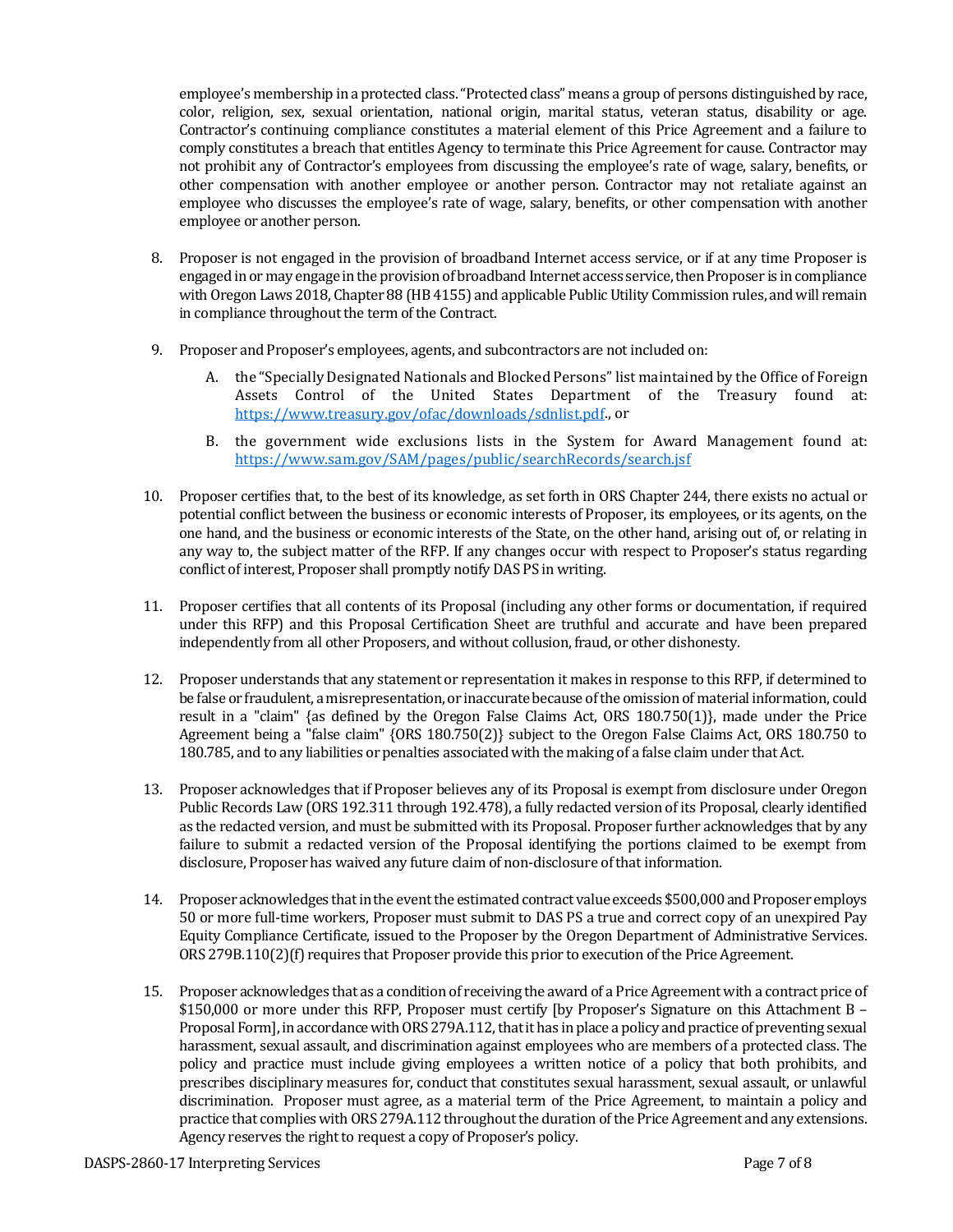employee's membership in a protected class. "Protected class" means a group of persons distinguished by race, color, religion, sex, sexual orientation, national origin, marital status, veteran status, disability or age. Contractor's continuing compliance constitutes a material element of this Price Agreement and a failure to comply constitutes a breach that entitles Agency to terminate this Price Agreement for cause. Contractor may not prohibit any of Contractor's employees from discussing the employee's rate of wage, salary, benefits, or other compensation with another employee or another person. Contractor may not retaliate against an employee who discusses the employee's rate of wage, salary, benefits, or other compensation with another employee or another person.

8. Proposer is not engaged in the provision of broadband Internet access service, or if at any time Proposer is engaged in or may engage in the provision of broadband Internet access service, then Proposer is in compliance with Oregon Laws 2018, Chapter 88 (HB 4155) and applicable Public Utility Commission rules, and will remain in compliance throughout the term of the Contract.

9. Proposer and Proposer's employees, agents, and subcontractors are not included on:

   A. the "Specially Designated Nationals and Blocked Persons" list maintained by the Office of Foreign Assets Control of the United States Department of the Treasury found at: https://www.treasury.gov/ofac/downloads/sdnlist.pdf., or

   B. the government wide exclusions lists in the System for Award Management found at: https://www.sam.gov/SAM/pages/public/searchRecords/search.jsf

10. Proposer certifies that, to the best of its knowledge, as set forth in ORS Chapter 244, there exists no actual or potential conflict between the business or economic interests of Proposer, its employees, or its agents, on the one hand, and the business or economic interests of the State, on the other hand, arising out of, or relating in any way to, the subject matter of the RFP. If any changes occur with respect to Proposer's status regarding conflict of interest, Proposer shall promptly notify DAS PS in writing.

11. Proposer certifies that all contents of its Proposal (including any other forms or documentation, if required under this RFP) and this Proposal Certification Sheet are truthful and accurate and have been prepared independently from all other Proposers, and without collusion, fraud, or other dishonesty.

12. Proposer understands that any statement or representation it makes in response to this RFP, if determined to be false or fraudulent, a misrepresentation, or inaccurate because of the omission of material information, could result in a "claim" {as defined by the Oregon False Claims Act, ORS 180.750(1)}, made under the Price Agreement being a "false claim" {ORS 180.750(2)} subject to the Oregon False Claims Act, ORS 180.750 to 180.785, and to any liabilities or penalties associated with the making of a false claim under that Act.

13. Proposer acknowledges that if Proposer believes any of its Proposal is exempt from disclosure under Oregon Public Records Law (ORS 192.311 through 192.478), a fully redacted version of its Proposal, clearly identified as the redacted version, and must be submitted with its Proposal. Proposer further acknowledges that by any failure to submit a redacted version of the Proposal identifying the portions claimed to be exempt from disclosure, Proposer has waived any future claim of non-disclosure of that information.

14. Proposer acknowledges that in the event the estimated contract value exceeds $500,000 and Proposer employs 50 or more full-time workers, Proposer must submit to DAS PS a true and correct copy of an unexpired Pay Equity Compliance Certificate, issued to the Proposer by the Oregon Department of Administrative Services. ORS 279B.110(2)(f) requires that Proposer provide this prior to execution of the Price Agreement.

15. Proposer acknowledges that as a condition of receiving the award of a Price Agreement with a contract price of $150,000 or more under this RFP, Proposer must certify [by Proposer's Signature on this Attachment B – Proposal Form], in accordance with ORS 279A.112, that it has in place a policy and practice of preventing sexual harassment, sexual assault, and discrimination against employees who are members of a protected class. The policy and practice must include giving employees a written notice of a policy that both prohibits, and prescribes disciplinary measures for, conduct that constitutes sexual harassment, sexual assault, or unlawful discrimination. Proposer must agree, as a material term of the Price Agreement, to maintain a policy and practice that complies with ORS 279A.112 throughout the duration of the Price Agreement and any extensions. Agency reserves the right to request a copy of Proposer's policy.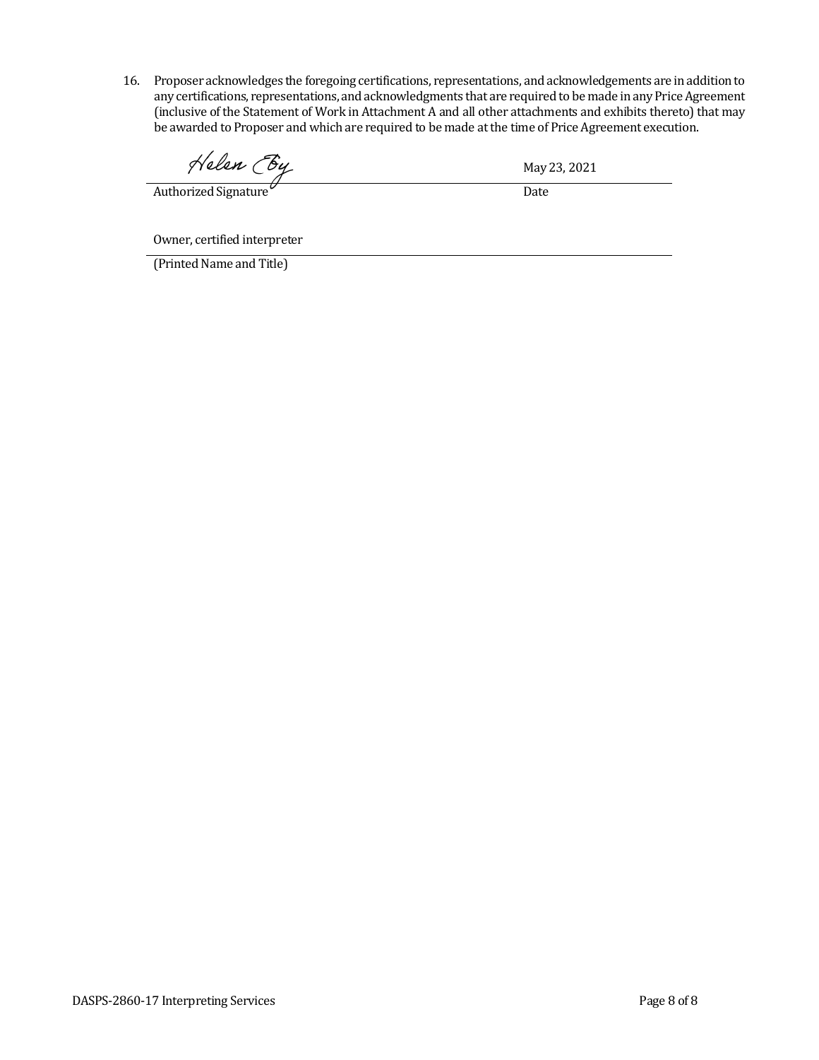16. Proposer acknowledges the foregoing certifications, representations, and acknowledgements are in addition to any certifications, representations, and acknowledgments that are required to be made in any Price Agreement (inclusive of the Statement of Work in Attachment A and all other attachments and exhibits thereto) that may be awarded to Proposer and which are required to be made at the time of Price Agreement execution.

Helen Eby — May 23, 2021

Authorized Signature — Date

Owner, certified interpreter

(Printed Name and Title)